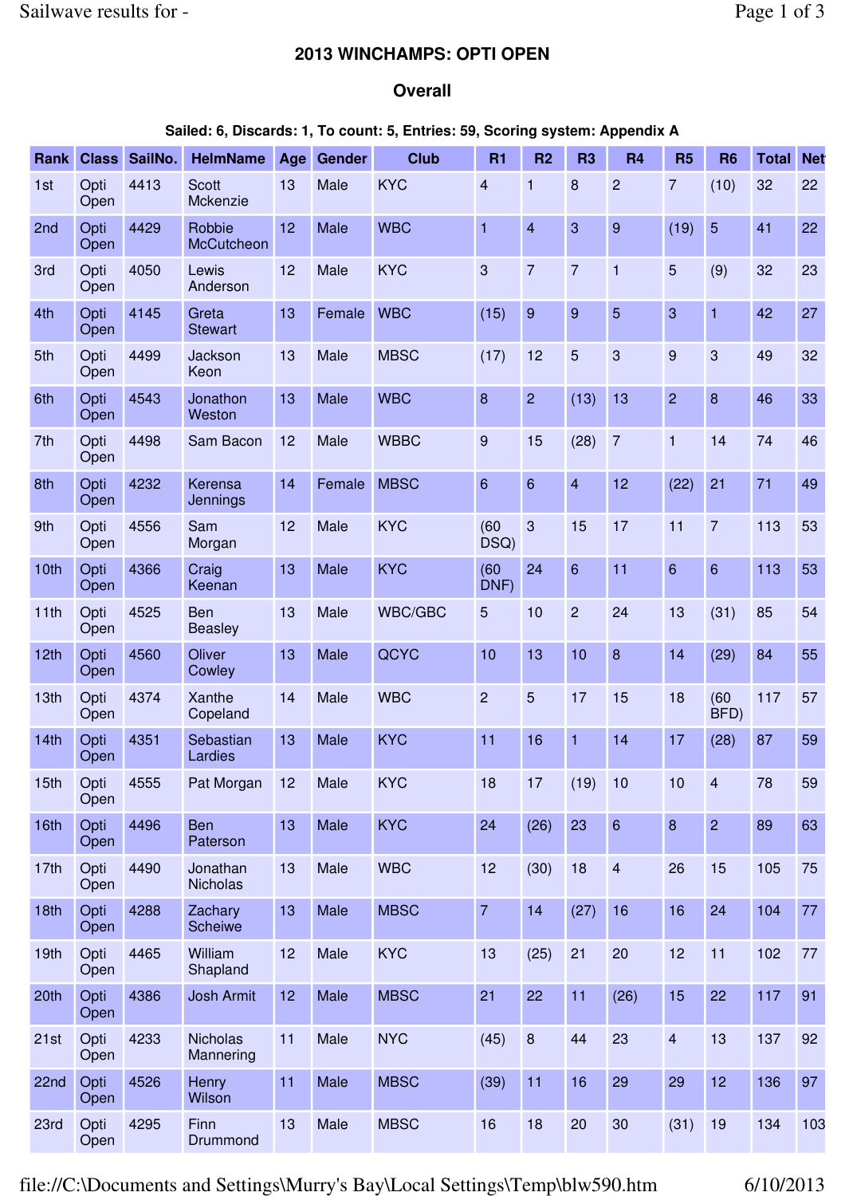## 2013 WINCHAMPS: OPTI OPEN

### Overall

**Sailed: 6, Discards: 1, To count: 5, Entries: 59, Scoring system: Appendix A**

| Rank | Class | SailNo. | HelmName | Age | Gender | Club | R1 | R2 | R3 | R4 | R5 | R6 | Total | Net |
|---|---|---|---|---|---|---|---|---|---|---|---|---|---|---|
| 1st | Opti Open | 4413 | Scott Mckenzie | 13 | Male | KYC | 4 | 1 | 8 | 2 | 7 | (10) | 32 | 22 |
| 2nd | Opti Open | 4429 | Robbie McCutcheon | 12 | Male | WBC | 1 | 4 | 3 | 9 | (19) | 5 | 41 | 22 |
| 3rd | Opti Open | 4050 | Lewis Anderson | 12 | Male | KYC | 3 | 7 | 7 | 1 | 5 | (9) | 32 | 23 |
| 4th | Opti Open | 4145 | Greta Stewart | 13 | Female | WBC | (15) | 9 | 9 | 5 | 3 | 1 | 42 | 27 |
| 5th | Opti Open | 4499 | Jackson Keon | 13 | Male | MBSC | (17) | 12 | 5 | 3 | 9 | 3 | 49 | 32 |
| 6th | Opti Open | 4543 | Jonathon Weston | 13 | Male | WBC | 8 | 2 | (13) | 13 | 2 | 8 | 46 | 33 |
| 7th | Opti Open | 4498 | Sam Bacon | 12 | Male | WBBC | 9 | 15 | (28) | 7 | 1 | 14 | 74 | 46 |
| 8th | Opti Open | 4232 | Kerensa Jennings | 14 | Female | MBSC | 6 | 6 | 4 | 12 | (22) | 21 | 71 | 49 |
| 9th | Opti Open | 4556 | Sam Morgan | 12 | Male | KYC | (60 DSQ) | 3 | 15 | 17 | 11 | 7 | 113 | 53 |
| 10th | Opti Open | 4366 | Craig Keenan | 13 | Male | KYC | (60 DNF) | 24 | 6 | 11 | 6 | 6 | 113 | 53 |
| 11th | Opti Open | 4525 | Ben Beasley | 13 | Male | WBC/GBC | 5 | 10 | 2 | 24 | 13 | (31) | 85 | 54 |
| 12th | Opti Open | 4560 | Oliver Cowley | 13 | Male | QCYC | 10 | 13 | 10 | 8 | 14 | (29) | 84 | 55 |
| 13th | Opti Open | 4374 | Xanthe Copeland | 14 | Male | WBC | 2 | 5 | 17 | 15 | 18 | (60 BFD) | 117 | 57 |
| 14th | Opti Open | 4351 | Sebastian Lardies | 13 | Male | KYC | 11 | 16 | 1 | 14 | 17 | (28) | 87 | 59 |
| 15th | Opti Open | 4555 | Pat Morgan | 12 | Male | KYC | 18 | 17 | (19) | 10 | 10 | 4 | 78 | 59 |
| 16th | Opti Open | 4496 | Ben Paterson | 13 | Male | KYC | 24 | (26) | 23 | 6 | 8 | 2 | 89 | 63 |
| 17th | Opti Open | 4490 | Jonathan Nicholas | 13 | Male | WBC | 12 | (30) | 18 | 4 | 26 | 15 | 105 | 75 |
| 18th | Opti Open | 4288 | Zachary Scheiwe | 13 | Male | MBSC | 7 | 14 | (27) | 16 | 16 | 24 | 104 | 77 |
| 19th | Opti Open | 4465 | William Shapland | 12 | Male | KYC | 13 | (25) | 21 | 20 | 12 | 11 | 102 | 77 |
| 20th | Opti Open | 4386 | Josh Armit | 12 | Male | MBSC | 21 | 22 | 11 | (26) | 15 | 22 | 117 | 91 |
| 21st | Opti Open | 4233 | Nicholas Mannering | 11 | Male | NYC | (45) | 8 | 44 | 23 | 4 | 13 | 137 | 92 |
| 22nd | Opti Open | 4526 | Henry Wilson | 11 | Male | MBSC | (39) | 11 | 16 | 29 | 29 | 12 | 136 | 97 |
| 23rd | Opti Open | 4295 | Finn Drummond | 13 | Male | MBSC | 16 | 18 | 20 | 30 | (31) | 19 | 134 | 103 |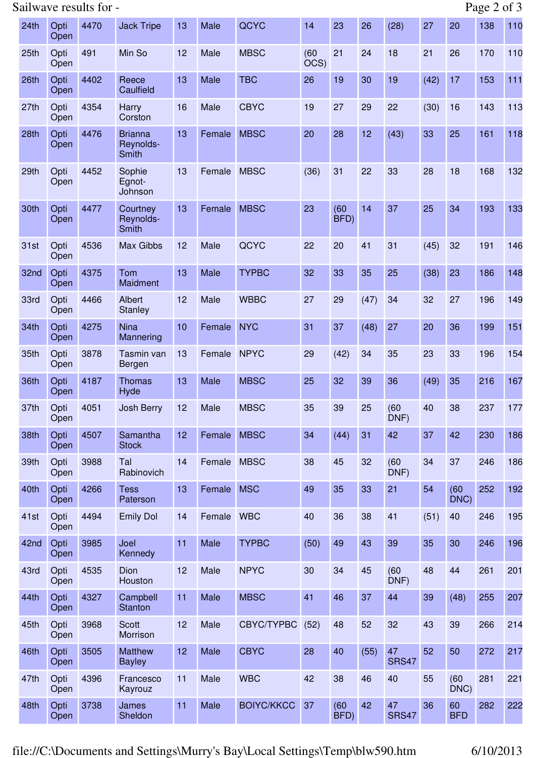| 24th | Opti Open | 4470 | Jack Tripe | 13 | Male | QCYC | 14 | 23 | 26 | (28) | 27 | 20 | 138 | 110 |
|---|---|---|---|---|---|---|---|---|---|---|---|---|---|---|
| 25th | Opti Open | 491 | Min So | 12 | Male | MBSC | (60 OCS) | 21 | 24 | 18 | 21 | 26 | 170 | 110 |
| 26th | Opti Open | 4402 | Reece Caulfield | 13 | Male | TBC | 26 | 19 | 30 | 19 | (42) | 17 | 153 | 111 |
| 27th | Opti Open | 4354 | Harry Corston | 16 | Male | CBYC | 19 | 27 | 29 | 22 | (30) | 16 | 143 | 113 |
| 28th | Opti Open | 4476 | Brianna Reynolds-Smith | 13 | Female | MBSC | 20 | 28 | 12 | (43) | 33 | 25 | 161 | 118 |
| 29th | Opti Open | 4452 | Sophie Egnot-Johnson | 13 | Female | MBSC | (36) | 31 | 22 | 33 | 28 | 18 | 168 | 132 |
| 30th | Opti Open | 4477 | Courtney Reynolds-Smith | 13 | Female | MBSC | 23 | (60 BFD) | 14 | 37 | 25 | 34 | 193 | 133 |
| 31st | Opti Open | 4536 | Max Gibbs | 12 | Male | QCYC | 22 | 20 | 41 | 31 | (45) | 32 | 191 | 146 |
| 32nd | Opti Open | 4375 | Tom Maidment | 13 | Male | TYPBC | 32 | 33 | 35 | 25 | (38) | 23 | 186 | 148 |
| 33rd | Opti Open | 4466 | Albert Stanley | 12 | Male | WBBC | 27 | 29 | (47) | 34 | 32 | 27 | 196 | 149 |
| 34th | Opti Open | 4275 | Nina Mannering | 10 | Female | NYC | 31 | 37 | (48) | 27 | 20 | 36 | 199 | 151 |
| 35th | Opti Open | 3878 | Tasmin van Bergen | 13 | Female | NPYC | 29 | (42) | 34 | 35 | 23 | 33 | 196 | 154 |
| 36th | Opti Open | 4187 | Thomas Hyde | 13 | Male | MBSC | 25 | 32 | 39 | 36 | (49) | 35 | 216 | 167 |
| 37th | Opti Open | 4051 | Josh Berry | 12 | Male | MBSC | 35 | 39 | 25 | (60 DNF) | 40 | 38 | 237 | 177 |
| 38th | Opti Open | 4507 | Samantha Stock | 12 | Female | MBSC | 34 | (44) | 31 | 42 | 37 | 42 | 230 | 186 |
| 39th | Opti Open | 3988 | Tal Rabinovich | 14 | Female | MBSC | 38 | 45 | 32 | (60 DNF) | 34 | 37 | 246 | 186 |
| 40th | Opti Open | 4266 | Tess Paterson | 13 | Female | MSC | 49 | 35 | 33 | 21 | 54 | (60 DNC) | 252 | 192 |
| 41st | Opti Open | 4494 | Emily Dol | 14 | Female | WBC | 40 | 36 | 38 | 41 | (51) | 40 | 246 | 195 |
| 42nd | Opti Open | 3985 | Joel Kennedy | 11 | Male | TYPBC | (50) | 49 | 43 | 39 | 35 | 30 | 246 | 196 |
| 43rd | Opti Open | 4535 | Dion Houston | 12 | Male | NPYC | 30 | 34 | 45 | (60 DNF) | 48 | 44 | 261 | 201 |
| 44th | Opti Open | 4327 | Campbell Stanton | 11 | Male | MBSC | 41 | 46 | 37 | 44 | 39 | (48) | 255 | 207 |
| 45th | Opti Open | 3968 | Scott Morrison | 12 | Male | CBYC/TYPBC | (52) | 48 | 52 | 32 | 43 | 39 | 266 | 214 |
| 46th | Opti Open | 3505 | Matthew Bayley | 12 | Male | CBYC | 28 | 40 | (55) | 47 SRS47 | 52 | 50 | 272 | 217 |
| 47th | Opti Open | 4396 | Francesco Kayrouz | 11 | Male | WBC | 42 | 38 | 46 | 40 | 55 | (60 DNC) | 281 | 221 |
| 48th | Opti Open | 3738 | James Sheldon | 11 | Male | BOIYC/KKCC | 37 | (60 BFD) | 42 | 47 SRS47 | 36 | 60 BFD | 282 | 222 |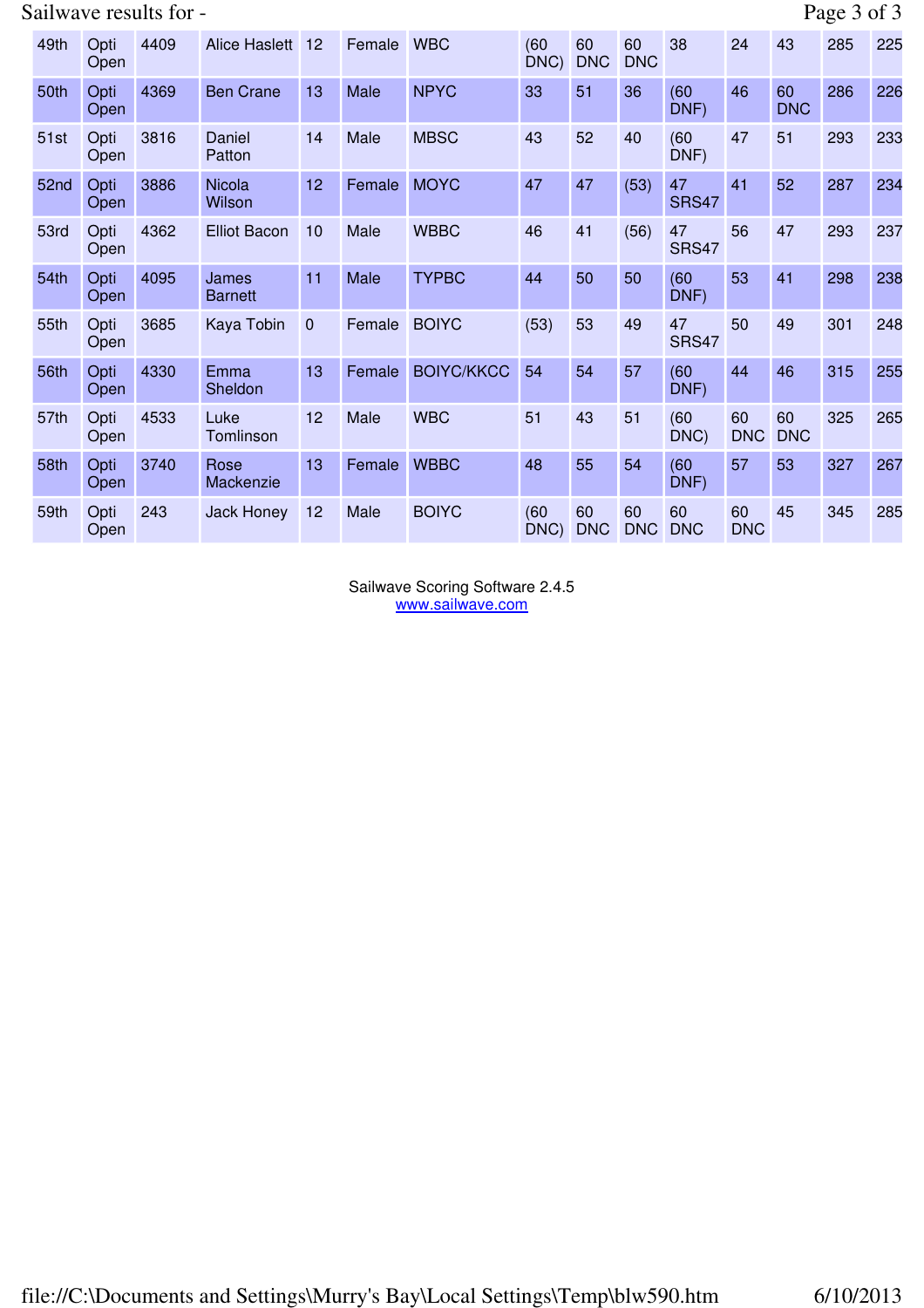| | | | | | | | | | | | | | | |
|---|---|---|---|---|---|---|---|---|---|---|---|---|---|---|
| 49th | Opti Open | 4409 | Alice Haslett | 12 | Female | WBC | (60 DNC) | 60 DNC | 60 DNC | 38 | 24 | 43 | 285 | 225 |
| 50th | Opti Open | 4369 | Ben Crane | 13 | Male | NPYC | 33 | 51 | 36 | (60 DNF) | 46 | 60 DNC | 286 | 226 |
| 51st | Opti Open | 3816 | Daniel Patton | 14 | Male | MBSC | 43 | 52 | 40 | (60 DNF) | 47 | 51 | 293 | 233 |
| 52nd | Opti Open | 3886 | Nicola Wilson | 12 | Female | MOYC | 47 | 47 | (53) | 47 SRS47 | 41 | 52 | 287 | 234 |
| 53rd | Opti Open | 4362 | Elliot Bacon | 10 | Male | WBBC | 46 | 41 | (56) | 47 SRS47 | 56 | 47 | 293 | 237 |
| 54th | Opti Open | 4095 | James Barnett | 11 | Male | TYPBC | 44 | 50 | 50 | (60 DNF) | 53 | 41 | 298 | 238 |
| 55th | Opti Open | 3685 | Kaya Tobin | 0 | Female | BOIYC | (53) | 53 | 49 | 47 SRS47 | 50 | 49 | 301 | 248 |
| 56th | Opti Open | 4330 | Emma Sheldon | 13 | Female | BOIYC/KKCC | 54 | 54 | 57 | (60 DNF) | 44 | 46 | 315 | 255 |
| 57th | Opti Open | 4533 | Luke Tomlinson | 12 | Male | WBC | 51 | 43 | 51 | (60 DNC) | 60 DNC | 60 DNC | 325 | 265 |
| 58th | Opti Open | 3740 | Rose Mackenzie | 13 | Female | WBBC | 48 | 55 | 54 | (60 DNF) | 57 | 53 | 327 | 267 |
| 59th | Opti Open | 243 | Jack Honey | 12 | Male | BOIYC | (60 DNC) | 60 DNC | 60 DNC | 60 DNC | 60 DNC | 45 | 345 | 285 |

Sailwave Scoring Software 2.4.5
www.sailwave.com